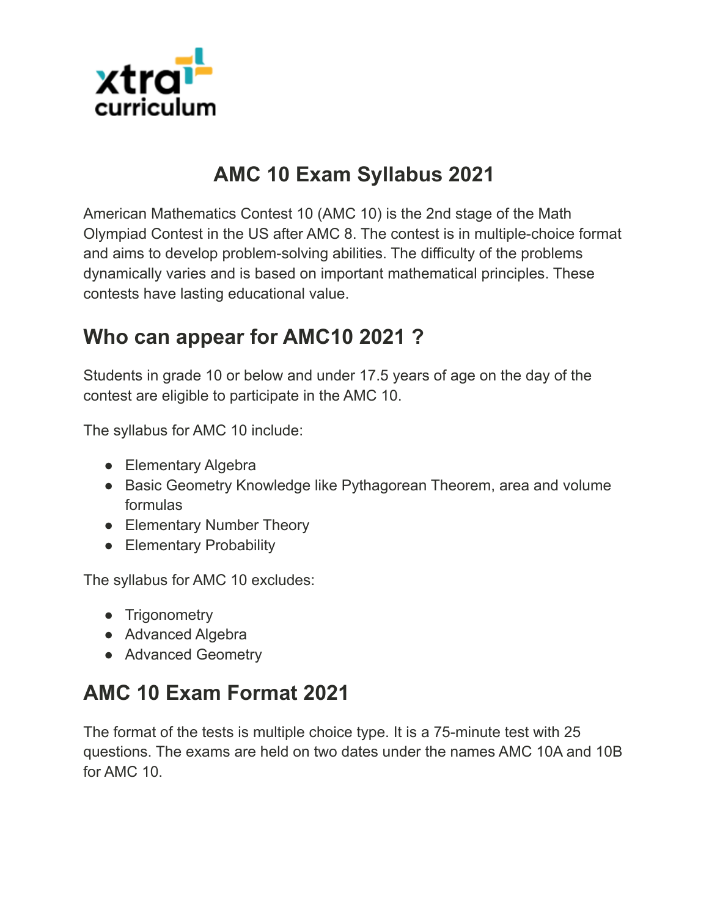# AMC 10 Exam Syllabus 2021

American Mathematics Contest 10 (AMC 10) is the 2nd stage of the Math Olympiad Contest in the US after AMC 8. The contest is in multiple-choice format and aims to develop problem-solving abilities. The difficulty of the problems dynamically varies and is based on important mathematical principles. These contests have lasting educational value.

## Who can appear for AMC10 2021 ?

Students in grade 10 or below and under 17.5 years of age on the day of the contest are eligible to participate in the AMC 10.

The syllabus for AMC 10 include:

- Elementary Algebra
- Basic Geometry Knowledge like Pythagorean Theorem, area and volume formulas
- Elementary Number Theory
- Elementary Probability

The syllabus for AMC 10 excludes:

- Trigonometry
- Advanced Algebra
- Advanced Geometry

## AMC 10 Exam Format 2021

The format of the tests is multiple choice type. It is a 75-minute test with 25 questions. The exams are held on two dates under the names AMC 10A and 10B for AMC 10.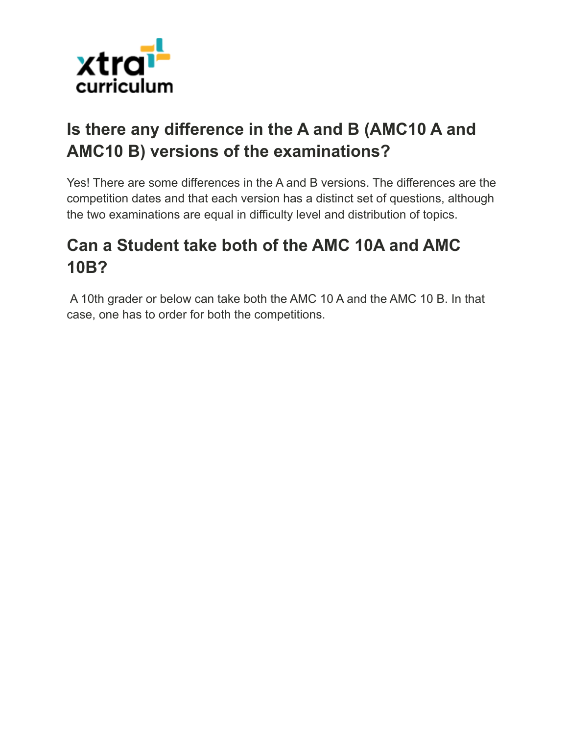## Is there any difference in the A and B (AMC10 A and AMC10 B) versions of the examinations?

Yes! There are some differences in the A and B versions. The differences are the competition dates and that each version has a distinct set of questions, although the two examinations are equal in difficulty level and distribution of topics.

## Can a Student take both of the AMC 10A and AMC 10B?

A 10th grader or below can take both the AMC 10 A and the AMC 10 B. In that case, one has to order for both the competitions.